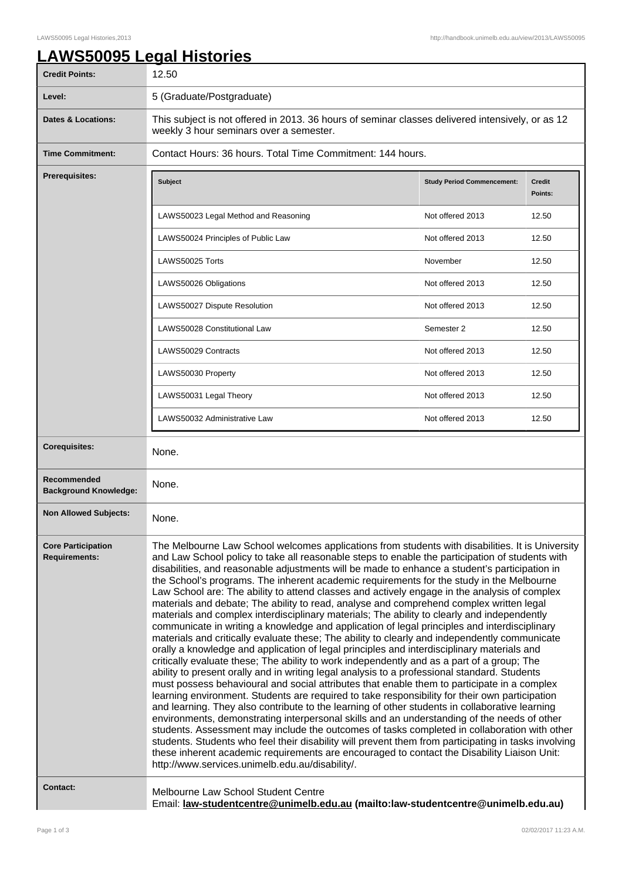# LAWS50095 Legal Histories

| | |
|---|---|
| **Credit Points:** | 12.50 |
| **Level:** | 5 (Graduate/Postgraduate) |
| **Dates & Locations:** | This subject is not offered in 2013. 36 hours of seminar classes delivered intensively, or as 12 weekly 3 hour seminars over a semester. |
| **Time Commitment:** | Contact Hours: 36 hours. Total Time Commitment: 144 hours. |

**Prerequisites:**

| Subject | Study Period Commencement: | Credit Points: |
|---|---|---|
| LAWS50023 Legal Method and Reasoning | Not offered 2013 | 12.50 |
| LAWS50024 Principles of Public Law | Not offered 2013 | 12.50 |
| LAWS50025 Torts | November | 12.50 |
| LAWS50026 Obligations | Not offered 2013 | 12.50 |
| LAWS50027 Dispute Resolution | Not offered 2013 | 12.50 |
| LAWS50028 Constitutional Law | Semester 2 | 12.50 |
| LAWS50029 Contracts | Not offered 2013 | 12.50 |
| LAWS50030 Property | Not offered 2013 | 12.50 |
| LAWS50031 Legal Theory | Not offered 2013 | 12.50 |
| LAWS50032 Administrative Law | Not offered 2013 | 12.50 |

| | |
|---|---|
| **Corequisites:** | None. |
| **Recommended Background Knowledge:** | None. |
| **Non Allowed Subjects:** | None. |
| **Core Participation Requirements:** | The Melbourne Law School welcomes applications from students with disabilities. It is University and Law School policy to take all reasonable steps to enable the participation of students with disabilities, and reasonable adjustments will be made to enhance a student's participation in the School's programs. The inherent academic requirements for the study in the Melbourne Law School are: The ability to attend classes and actively engage in the analysis of complex materials and debate; The ability to read, analyse and comprehend complex written legal materials and complex interdisciplinary materials; The ability to clearly and independently communicate in writing a knowledge and application of legal principles and interdisciplinary materials and critically evaluate these; The ability to clearly and independently communicate orally a knowledge and application of legal principles and interdisciplinary materials and critically evaluate these; The ability to work independently and as a part of a group; The ability to present orally and in writing legal analysis to a professional standard. Students must possess behavioural and social attributes that enable them to participate in a complex learning environment. Students are required to take responsibility for their own participation and learning. They also contribute to the learning of other students in collaborative learning environments, demonstrating interpersonal skills and an understanding of the needs of other students. Assessment may include the outcomes of tasks completed in collaboration with other students. Students who feel their disability will prevent them from participating in tasks involving these inherent academic requirements are encouraged to contact the Disability Liaison Unit: http://www.services.unimelb.edu.au/disability/. |
| **Contact:** | Melbourne Law School Student Centre<br>Email: **law-studentcentre@unimelb.edu.au (mailto:law-studentcentre@unimelb.edu.au)** |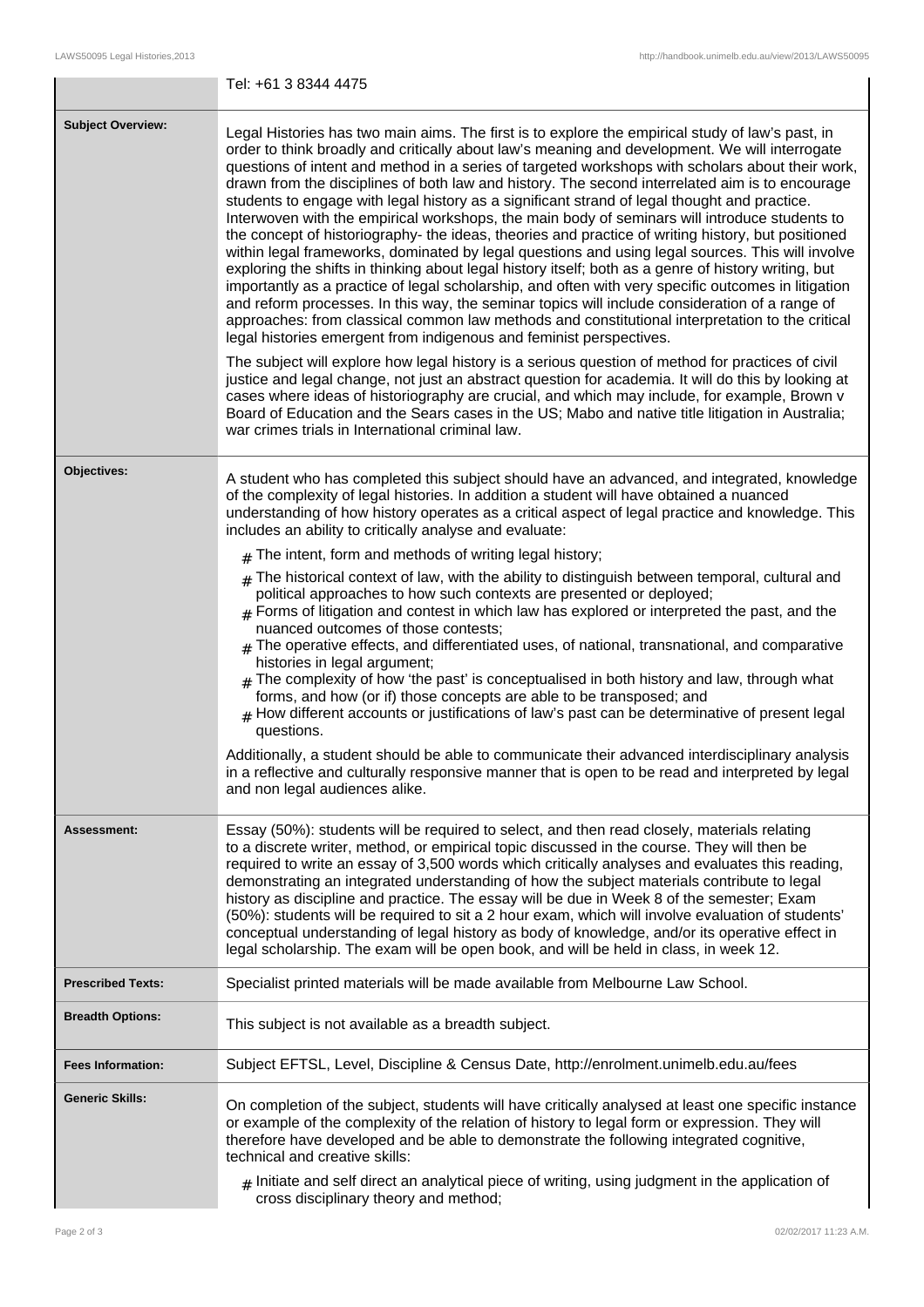| | |
|---|---|
| | Tel: +61 3 8344 4475 |
| **Subject Overview:** | Legal Histories has two main aims. The first is to explore the empirical study of law's past, in order to think broadly and critically about law's meaning and development. We will interrogate questions of intent and method in a series of targeted workshops with scholars about their work, drawn from the disciplines of both law and history. The second interrelated aim is to encourage students to engage with legal history as a significant strand of legal thought and practice. Interwoven with the empirical workshops, the main body of seminars will introduce students to the concept of historiography- the ideas, theories and practice of writing history, but positioned within legal frameworks, dominated by legal questions and using legal sources. This will involve exploring the shifts in thinking about legal history itself; both as a genre of history writing, but importantly as a practice of legal scholarship, and often with very specific outcomes in litigation and reform processes. In this way, the seminar topics will include consideration of a range of approaches: from classical common law methods and constitutional interpretation to the critical legal histories emergent from indigenous and feminist perspectives.<br><br>The subject will explore how legal history is a serious question of method for practices of civil justice and legal change, not just an abstract question for academia. It will do this by looking at cases where ideas of historiography are crucial, and which may include, for example, Brown v Board of Education and the Sears cases in the US; Mabo and native title litigation in Australia; war crimes trials in International criminal law. |
| **Objectives:** | A student who has completed this subject should have an advanced, and integrated, knowledge of the complexity of legal histories. In addition a student will have obtained a nuanced understanding of how history operates as a critical aspect of legal practice and knowledge. This includes an ability to critically analyse and evaluate:<br><br># The intent, form and methods of writing legal history;<br># The historical context of law, with the ability to distinguish between temporal, cultural and political approaches to how such contexts are presented or deployed;<br># Forms of litigation and contest in which law has explored or interpreted the past, and the nuanced outcomes of those contests;<br># The operative effects, and differentiated uses, of national, transnational, and comparative histories in legal argument;<br># The complexity of how 'the past' is conceptualised in both history and law, through what forms, and how (or if) those concepts are able to be transposed; and<br># How different accounts or justifications of law's past can be determinative of present legal questions.<br><br>Additionally, a student should be able to communicate their advanced interdisciplinary analysis in a reflective and culturally responsive manner that is open to be read and interpreted by legal and non legal audiences alike. |
| **Assessment:** | Essay (50%): students will be required to select, and then read closely, materials relating to a discrete writer, method, or empirical topic discussed in the course. They will then be required to write an essay of 3,500 words which critically analyses and evaluates this reading, demonstrating an integrated understanding of how the subject materials contribute to legal history as discipline and practice. The essay will be due in Week 8 of the semester; Exam (50%): students will be required to sit a 2 hour exam, which will involve evaluation of students' conceptual understanding of legal history as body of knowledge, and/or its operative effect in legal scholarship. The exam will be open book, and will be held in class, in week 12. |
| **Prescribed Texts:** | Specialist printed materials will be made available from Melbourne Law School. |
| **Breadth Options:** | This subject is not available as a breadth subject. |
| **Fees Information:** | Subject EFTSL, Level, Discipline & Census Date, http://enrolment.unimelb.edu.au/fees |
| **Generic Skills:** | On completion of the subject, students will have critically analysed at least one specific instance or example of the complexity of the relation of history to legal form or expression. They will therefore have developed and be able to demonstrate the following integrated cognitive, technical and creative skills:<br><br># Initiate and self direct an analytical piece of writing, using judgment in the application of cross disciplinary theory and method; |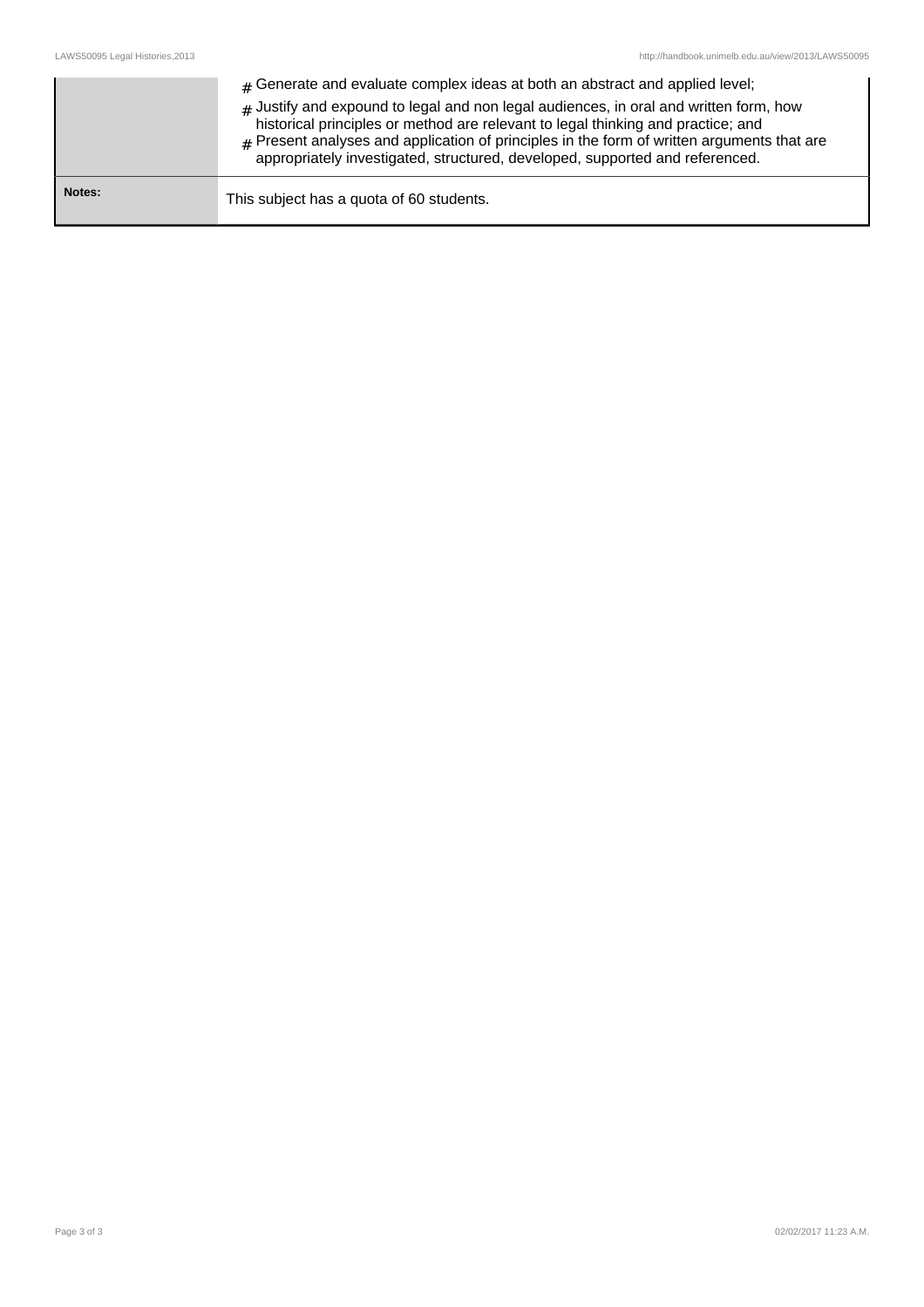| | |
|---|---|
| | # Generate and evaluate complex ideas at both an abstract and applied level;<br># Justify and expound to legal and non legal audiences, in oral and written form, how historical principles or method are relevant to legal thinking and practice; and<br># Present analyses and application of principles in the form of written arguments that are appropriately investigated, structured, developed, supported and referenced. |
| **Notes:** | This subject has a quota of 60 students. |